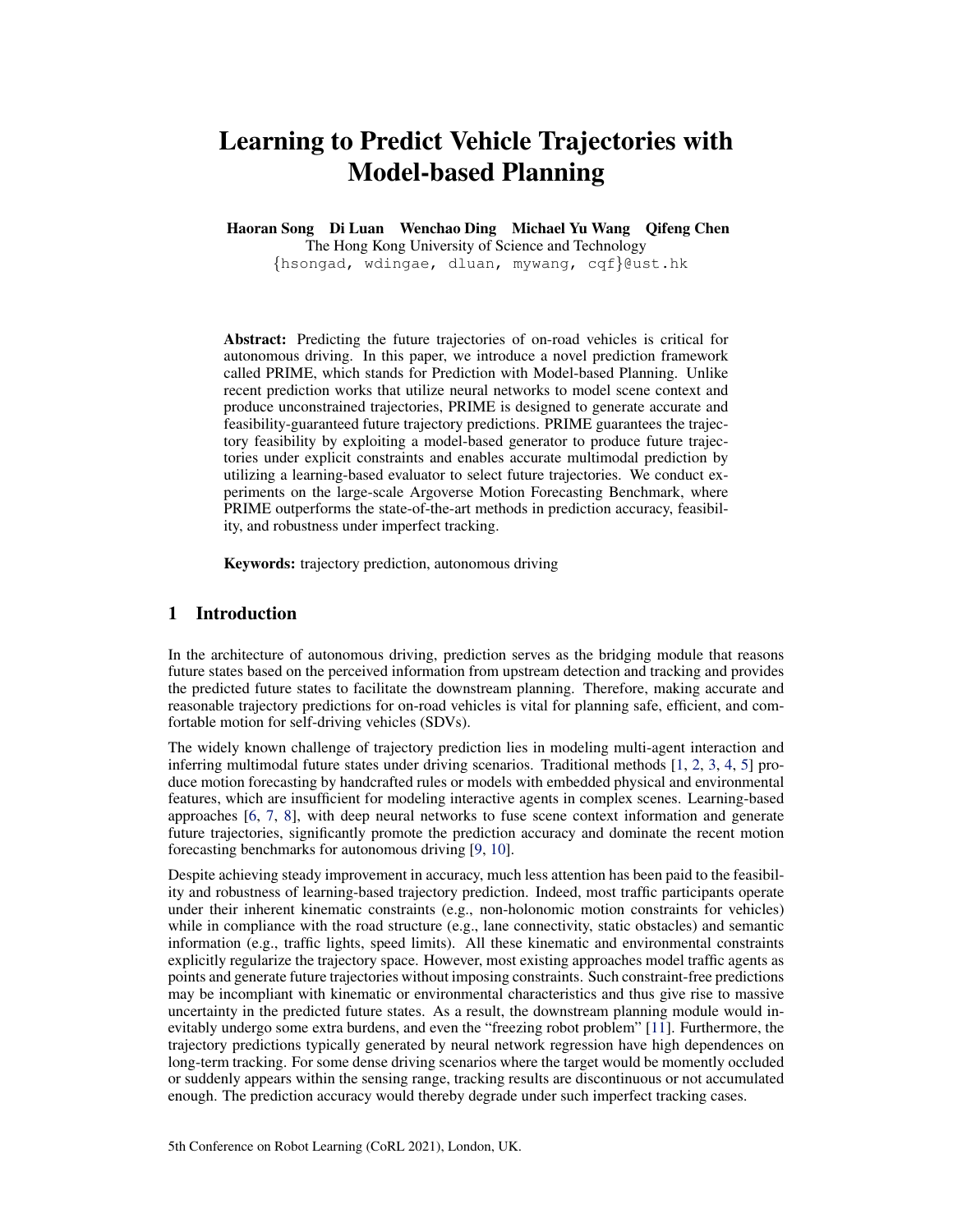# Learning to Predict Vehicle Trajectories with Model-based Planning

**Haoran Song  Di Luan  Wenchao Ding  Michael Yu Wang  Qifeng Chen**
The Hong Kong University of Science and Technology
{hsongad, wdingae, dluan, mywang, cqf}@ust.hk

**Abstract:** Predicting the future trajectories of on-road vehicles is critical for autonomous driving. In this paper, we introduce a novel prediction framework called PRIME, which stands for Prediction with Model-based Planning. Unlike recent prediction works that utilize neural networks to model scene context and produce unconstrained trajectories, PRIME is designed to generate accurate and feasibility-guaranteed future trajectory predictions. PRIME guarantees the trajectory feasibility by exploiting a model-based generator to produce future trajectories under explicit constraints and enables accurate multimodal prediction by utilizing a learning-based evaluator to select future trajectories. We conduct experiments on the large-scale Argoverse Motion Forecasting Benchmark, where PRIME outperforms the state-of-the-art methods in prediction accuracy, feasibility, and robustness under imperfect tracking.

**Keywords:** trajectory prediction, autonomous driving

## 1 Introduction

In the architecture of autonomous driving, prediction serves as the bridging module that reasons future states based on the perceived information from upstream detection and tracking and provides the predicted future states to facilitate the downstream planning. Therefore, making accurate and reasonable trajectory predictions for on-road vehicles is vital for planning safe, efficient, and comfortable motion for self-driving vehicles (SDVs).

The widely known challenge of trajectory prediction lies in modeling multi-agent interaction and inferring multimodal future states under driving scenarios. Traditional methods [1, 2, 3, 4, 5] produce motion forecasting by handcrafted rules or models with embedded physical and environmental features, which are insufficient for modeling interactive agents in complex scenes. Learning-based approaches [6, 7, 8], with deep neural networks to fuse scene context information and generate future trajectories, significantly promote the prediction accuracy and dominate the recent motion forecasting benchmarks for autonomous driving [9, 10].

Despite achieving steady improvement in accuracy, much less attention has been paid to the feasibility and robustness of learning-based trajectory prediction. Indeed, most traffic participants operate under their inherent kinematic constraints (e.g., non-holonomic motion constraints for vehicles) while in compliance with the road structure (e.g., lane connectivity, static obstacles) and semantic information (e.g., traffic lights, speed limits). All these kinematic and environmental constraints explicitly regularize the trajectory space. However, most existing approaches model traffic agents as points and generate future trajectories without imposing constraints. Such constraint-free predictions may be incompliant with kinematic or environmental characteristics and thus give rise to massive uncertainty in the predicted future states. As a result, the downstream planning module would inevitably undergo some extra burdens, and even the "freezing robot problem" [11]. Furthermore, the trajectory predictions typically generated by neural network regression have high dependences on long-term tracking. For some dense driving scenarios where the target would be momently occluded or suddenly appears within the sensing range, tracking results are discontinuous or not accumulated enough. The prediction accuracy would thereby degrade under such imperfect tracking cases.

5th Conference on Robot Learning (CoRL 2021), London, UK.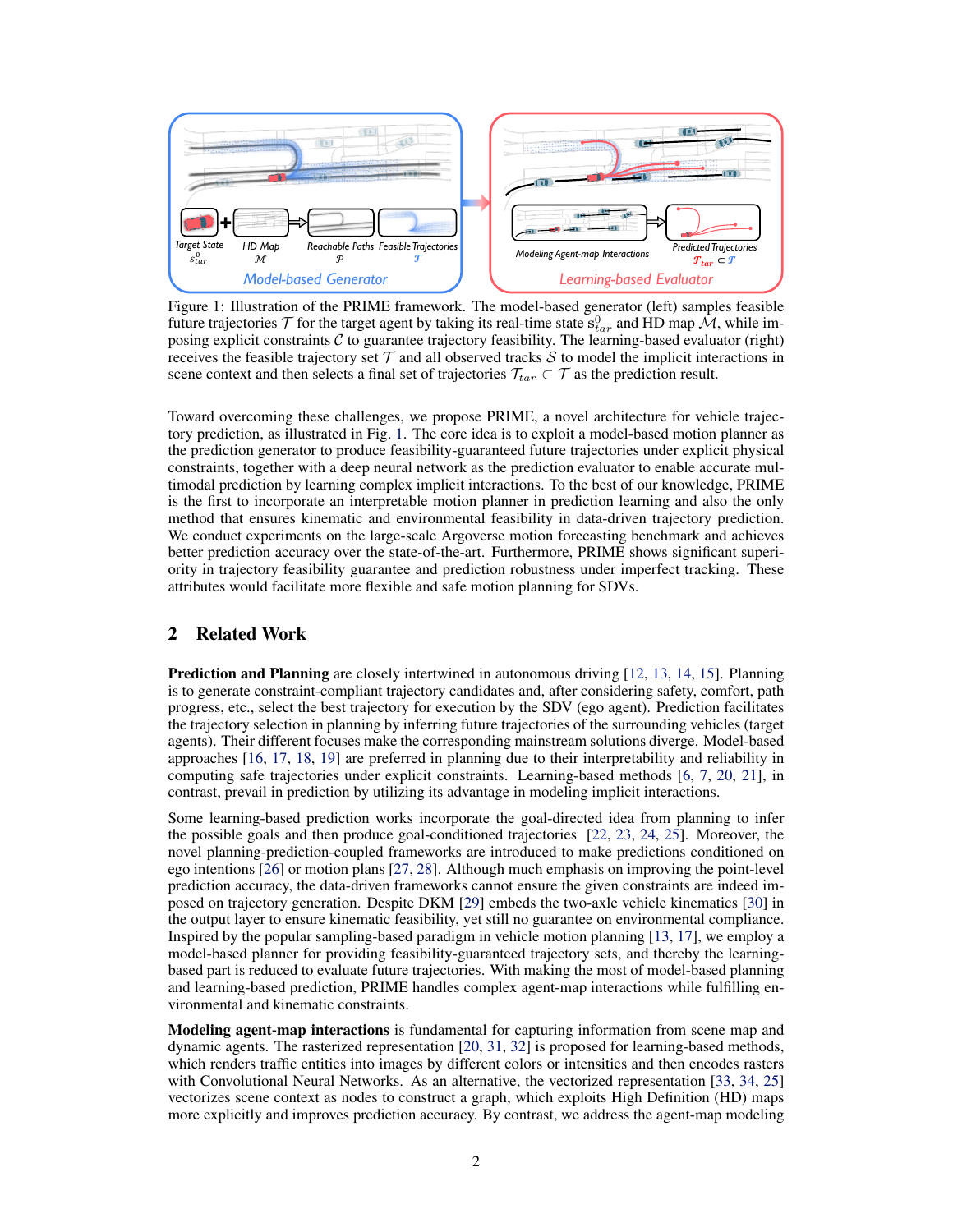Figure 1: Illustration of the PRIME framework. The model-based generator (left) samples feasible future trajectories $\mathcal{T}$ for the target agent by taking its real-time state $s^0_{tar}$ and HD map $\mathcal{M}$, while imposing explicit constraints $\mathcal{C}$ to guarantee trajectory feasibility. The learning-based evaluator (right) receives the feasible trajectory set $\mathcal{T}$ and all observed tracks $\mathcal{S}$ to model the implicit interactions in scene context and then selects a final set of trajectories $\mathcal{T}_{tar} \subset \mathcal{T}$ as the prediction result.

Toward overcoming these challenges, we propose PRIME, a novel architecture for vehicle trajectory prediction, as illustrated in Fig. 1. The core idea is to exploit a model-based motion planner as the prediction generator to produce feasibility-guaranteed future trajectories under explicit physical constraints, together with a deep neural network as the prediction evaluator to enable accurate multimodal prediction by learning complex implicit interactions. To the best of our knowledge, PRIME is the first to incorporate an interpretable motion planner in prediction learning and also the only method that ensures kinematic and environmental feasibility in data-driven trajectory prediction. We conduct experiments on the large-scale Argoverse motion forecasting benchmark and achieves better prediction accuracy over the state-of-the-art. Furthermore, PRIME shows significant superiority in trajectory feasibility guarantee and prediction robustness under imperfect tracking. These attributes would facilitate more flexible and safe motion planning for SDVs.

## 2 Related Work

**Prediction and Planning** are closely intertwined in autonomous driving [12, 13, 14, 15]. Planning is to generate constraint-compliant trajectory candidates and, after considering safety, comfort, path progress, etc., select the best trajectory for execution by the SDV (ego agent). Prediction facilitates the trajectory selection in planning by inferring future trajectories of the surrounding vehicles (target agents). Their different focuses make the corresponding mainstream solutions diverge. Model-based approaches [16, 17, 18, 19] are preferred in planning due to their interpretability and reliability in computing safe trajectories under explicit constraints. Learning-based methods [6, 7, 20, 21], in contrast, prevail in prediction by utilizing its advantage in modeling implicit interactions.

Some learning-based prediction works incorporate the goal-directed idea from planning to infer the possible goals and then produce goal-conditioned trajectories [22, 23, 24, 25]. Moreover, the novel planning-prediction-coupled frameworks are introduced to make predictions conditioned on ego intentions [26] or motion plans [27, 28]. Although much emphasis on improving the point-level prediction accuracy, the data-driven frameworks cannot ensure the given constraints are indeed imposed on trajectory generation. Despite DKM [29] embeds the two-axle vehicle kinematics [30] in the output layer to ensure kinematic feasibility, yet still no guarantee on environmental compliance. Inspired by the popular sampling-based paradigm in vehicle motion planning [13, 17], we employ a model-based planner for providing feasibility-guaranteed trajectory sets, and thereby the learning-based part is reduced to evaluate future trajectories. With making the most of model-based planning and learning-based prediction, PRIME handles complex agent-map interactions while fulfilling environmental and kinematic constraints.

**Modeling agent-map interactions** is fundamental for capturing information from scene map and dynamic agents. The rasterized representation [20, 31, 32] is proposed for learning-based methods, which renders traffic entities into images by different colors or intensities and then encodes rasters with Convolutional Neural Networks. As an alternative, the vectorized representation [33, 34, 25] vectorizes scene context as nodes to construct a graph, which exploits High Definition (HD) maps more explicitly and improves prediction accuracy. By contrast, we address the agent-map modeling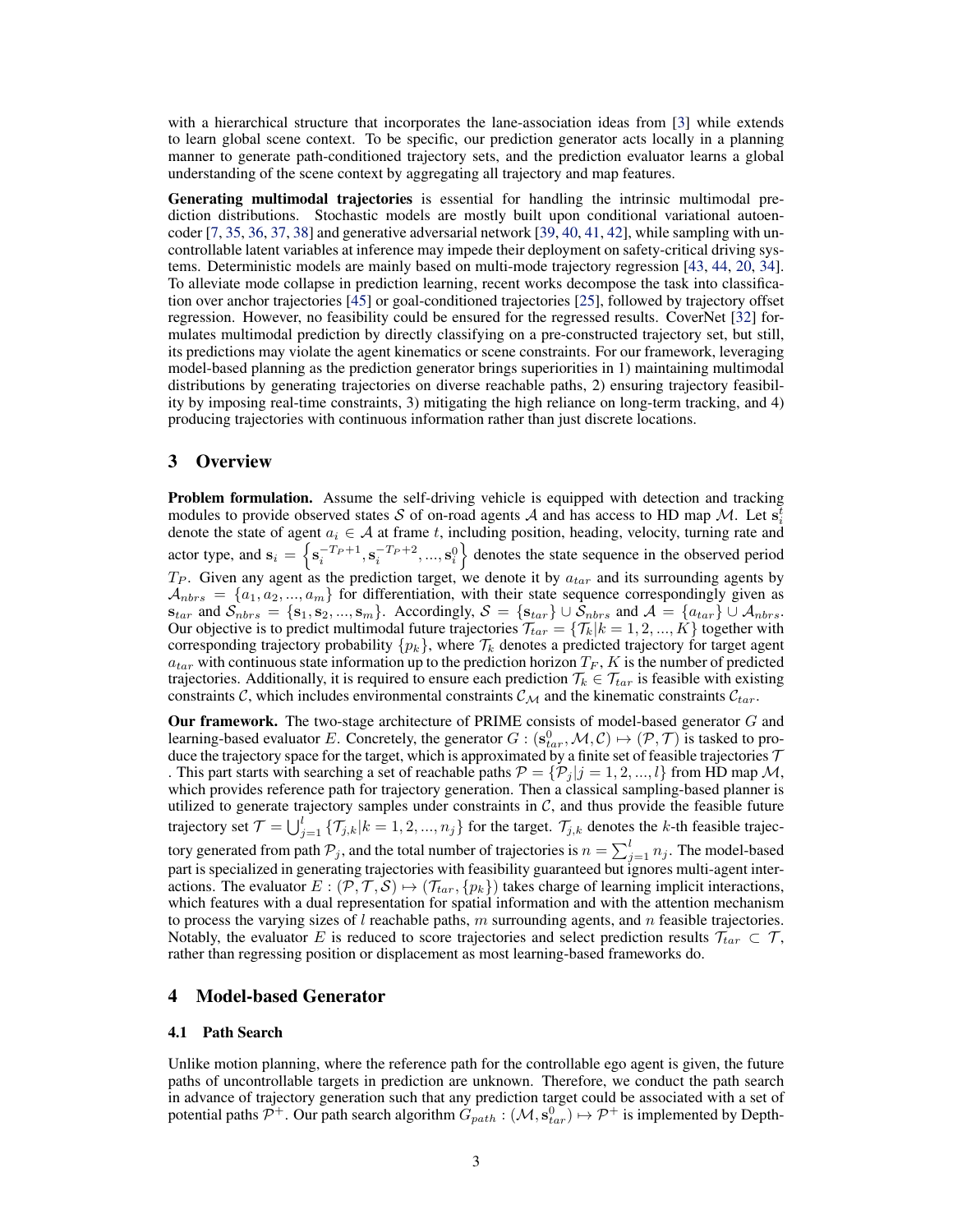with a hierarchical structure that incorporates the lane-association ideas from [3] while extends to learn global scene context. To be specific, our prediction generator acts locally in a planning manner to generate path-conditioned trajectory sets, and the prediction evaluator learns a global understanding of the scene context by aggregating all trajectory and map features.

**Generating multimodal trajectories** is essential for handling the intrinsic multimodal prediction distributions. Stochastic models are mostly built upon conditional variational autoencoder [7, 35, 36, 37, 38] and generative adversarial network [39, 40, 41, 42], while sampling with uncontrollable latent variables at inference may impede their deployment on safety-critical driving systems. Deterministic models are mainly based on multi-mode trajectory regression [43, 44, 20, 34]. To alleviate mode collapse in prediction learning, recent works decompose the task into classification over anchor trajectories [45] or goal-conditioned trajectories [25], followed by trajectory offset regression. However, no feasibility could be ensured for the regressed results. CoverNet [32] formulates multimodal prediction by directly classifying on a pre-constructed trajectory set, but still, its predictions may violate the agent kinematics or scene constraints. For our framework, leveraging model-based planning as the prediction generator brings superiorities in 1) maintaining multimodal distributions by generating trajectories on diverse reachable paths, 2) ensuring trajectory feasibility by imposing real-time constraints, 3) mitigating the high reliance on long-term tracking, and 4) producing trajectories with continuous information rather than just discrete locations.

## 3 Overview

**Problem formulation.** Assume the self-driving vehicle is equipped with detection and tracking modules to provide observed states $\mathcal{S}$ of on-road agents $\mathcal{A}$ and has access to HD map $\mathcal{M}$. Let $\mathbf{s}_i^t$ denote the state of agent $a_i \in \mathcal{A}$ at frame $t$, including position, heading, velocity, turning rate and actor type, and $\mathbf{s}_i = \left\{\mathbf{s}_i^{-T_P+1}, \mathbf{s}_i^{-T_P+2}, ..., \mathbf{s}_i^0\right\}$ denotes the state sequence in the observed period $T_P$. Given any agent as the prediction target, we denote it by $a_{tar}$ and its surrounding agents by $\mathcal{A}_{nbrs} = \{a_1, a_2, ..., a_m\}$ for differentiation, with their state sequence correspondingly given as $\mathbf{s}_{tar}$ and $\mathcal{S}_{nbrs} = \{\mathbf{s}_1, \mathbf{s}_2, ..., \mathbf{s}_m\}$. Accordingly, $\mathcal{S} = \{\mathbf{s}_{tar}\} \cup \mathcal{S}_{nbrs}$ and $\mathcal{A} = \{a_{tar}\} \cup \mathcal{A}_{nbrs}$. Our objective is to predict multimodal future trajectories $\mathcal{T}_{tar} = \{\mathcal{T}_k | k = 1, 2, ..., K\}$ together with corresponding trajectory probability $\{p_k\}$, where $\mathcal{T}_k$ denotes a predicted trajectory for target agent $a_{tar}$ with continuous state information up to the prediction horizon $T_F$, $K$ is the number of predicted trajectories. Additionally, it is required to ensure each prediction $\mathcal{T}_k \in \mathcal{T}_{tar}$ is feasible with existing constraints $\mathcal{C}$, which includes environmental constraints $\mathcal{C}_{\mathcal{M}}$ and the kinematic constraints $\mathcal{C}_{tar}$.

**Our framework.** The two-stage architecture of PRIME consists of model-based generator $G$ and learning-based evaluator $E$. Concretely, the generator $G : (\mathbf{s}_{tar}^0, \mathcal{M}, \mathcal{C}) \mapsto (\mathcal{P}, \mathcal{T})$ is tasked to produce the trajectory space for the target, which is approximated by a finite set of feasible trajectories $\mathcal{T}$ . This part starts with searching a set of reachable paths $\mathcal{P} = \{\mathcal{P}_j | j = 1, 2, ..., l\}$ from HD map $\mathcal{M}$, which provides reference path for trajectory generation. Then a classical sampling-based planner is utilized to generate trajectory samples under constraints in $\mathcal{C}$, and thus provide the feasible future trajectory set $\mathcal{T} = \bigcup_{j=1}^{l} \{\mathcal{T}_{j,k} | k = 1, 2, ..., n_j\}$ for the target. $\mathcal{T}_{j,k}$ denotes the $k$-th feasible trajectory generated from path $\mathcal{P}_j$, and the total number of trajectories is $n = \sum_{j=1}^{l} n_j$. The model-based part is specialized in generating trajectories with feasibility guaranteed but ignores multi-agent interactions. The evaluator $E : (\mathcal{P}, \mathcal{T}, \mathcal{S}) \mapsto (\mathcal{T}_{tar}, \{p_k\})$ takes charge of learning implicit interactions, which features with a dual representation for spatial information and with the attention mechanism to process the varying sizes of $l$ reachable paths, $m$ surrounding agents, and $n$ feasible trajectories. Notably, the evaluator $E$ is reduced to score trajectories and select prediction results $\mathcal{T}_{tar} \subset \mathcal{T}$, rather than regressing position or displacement as most learning-based frameworks do.

## 4 Model-based Generator

### 4.1 Path Search

Unlike motion planning, where the reference path for the controllable ego agent is given, the future paths of uncontrollable targets in prediction are unknown. Therefore, we conduct the path search in advance of trajectory generation such that any prediction target could be associated with a set of potential paths $\mathcal{P}^+$. Our path search algorithm $G_{path} : (\mathcal{M}, \mathbf{s}_{tar}^0) \mapsto \mathcal{P}^+$ is implemented by Depth-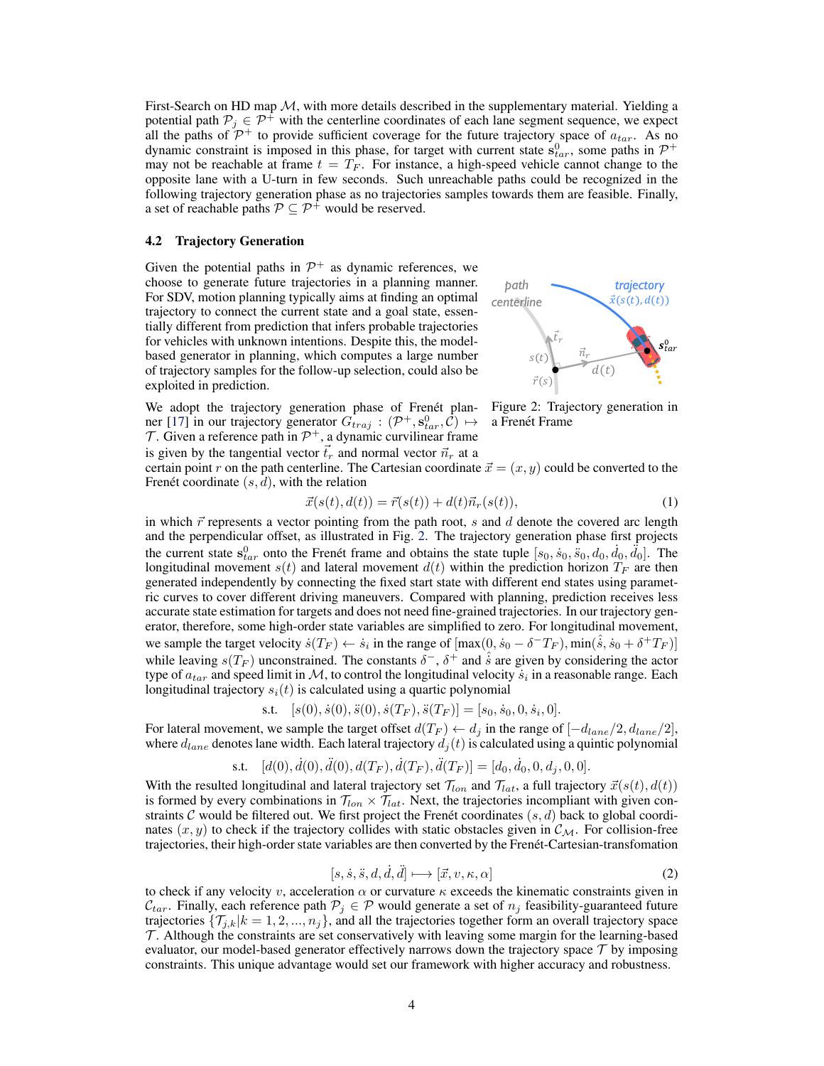First-Search on HD map $\mathcal{M}$, with more details described in the supplementary material. Yielding a potential path $\mathcal{P}_j \in \mathcal{P}^+$ with the centerline coordinates of each lane segment sequence, we expect all the paths of $\mathcal{P}^+$ to provide sufficient coverage for the future trajectory space of $a_{tar}$. As no dynamic constraint is imposed in this phase, for target with current state $\mathbf{s}_{tar}^0$, some paths in $\mathcal{P}^+$ may not be reachable at frame $t = T_F$. For instance, a high-speed vehicle cannot change to the opposite lane with a U-turn in few seconds. Such unreachable paths could be recognized in the following trajectory generation phase as no trajectories samples towards them are feasible. Finally, a set of reachable paths $\mathcal{P} \subseteq \mathcal{P}^+$ would be reserved.

### 4.2 Trajectory Generation

Given the potential paths in $\mathcal{P}^+$ as dynamic references, we choose to generate future trajectories in a planning manner. For SDV, motion planning typically aims at finding an optimal trajectory to connect the current state and a goal state, essentially different from prediction that infers probable trajectories for vehicles with unknown intentions. Despite this, the model-based generator in planning, which computes a large number of trajectory samples for the follow-up selection, could also be exploited in prediction.

Figure 2: Trajectory generation in a Frenét Frame

We adopt the trajectory generation phase of Frenét planner [17] in our trajectory generator $G_{traj} : (\mathcal{P}^+, \mathbf{s}_{tar}^0, \mathcal{C}) \mapsto \mathcal{T}$. Given a reference path in $\mathcal{P}^+$, a dynamic curvilinear frame is given by the tangential vector $\vec{t}_r$ and normal vector $\vec{n}_r$ at a certain point $r$ on the path centerline. The Cartesian coordinate $\vec{x} = (x, y)$ could be converted to the Frenét coordinate $(s, d)$, with the relation

$$\vec{x}(s(t), d(t)) = \vec{r}(s(t)) + d(t)\vec{n}_r(s(t)), \tag{1}$$

in which $\vec{r}$ represents a vector pointing from the path root, $s$ and $d$ denote the covered arc length and the perpendicular offset, as illustrated in Fig. 2. The trajectory generation phase first projects the current state $\mathbf{s}_{tar}^0$ onto the Frenét frame and obtains the state tuple $[s_0, \dot{s}_0, \ddot{s}_0, d_0, \dot{d}_0, \ddot{d}_0]$. The longitudinal movement $s(t)$ and lateral movement $d(t)$ within the prediction horizon $T_F$ are then generated independently by connecting the fixed start state with different end states using parametric curves to cover different driving maneuvers. Compared with planning, prediction receives less accurate state estimation for targets and does not need fine-grained trajectories. In our trajectory generator, therefore, some high-order state variables are simplified to zero. For longitudinal movement, we sample the target velocity $\dot{s}(T_F) \leftarrow \dot{s}_i$ in the range of $[\max(0, \dot{s}_0 - \delta^- T_F), \min(\hat{\dot{s}}, \dot{s}_0 + \delta^+ T_F)]$ while leaving $s(T_F)$ unconstrained. The constants $\delta^-$, $\delta^+$ and $\hat{\dot{s}}$ are given by considering the actor type of $a_{tar}$ and speed limit in $\mathcal{M}$, to control the longitudinal velocity $\dot{s}_i$ in a reasonable range. Each longitudinal trajectory $s_i(t)$ is calculated using a quartic polynomial

$$\text{s.t.} \quad [s(0), \dot{s}(0), \ddot{s}(0), \dot{s}(T_F), \ddot{s}(T_F)] = [s_0, \dot{s}_0, 0, \dot{s}_i, 0].$$

For lateral movement, we sample the target offset $d(T_F) \leftarrow d_j$ in the range of $[-d_{lane}/2, d_{lane}/2]$, where $d_{lane}$ denotes lane width. Each lateral trajectory $d_j(t)$ is calculated using a quintic polynomial

$$\text{s.t.} \quad [d(0), \dot{d}(0), \ddot{d}(0), d(T_F), \dot{d}(T_F), \ddot{d}(T_F)] = [d_0, \dot{d}_0, 0, d_j, 0, 0].$$

With the resulted longitudinal and lateral trajectory set $\mathcal{T}_{lon}$ and $\mathcal{T}_{lat}$, a full trajectory $\vec{x}(s(t), d(t))$ is formed by every combinations in $\mathcal{T}_{lon} \times \mathcal{T}_{lat}$. Next, the trajectories incompliant with given constraints $\mathcal{C}$ would be filtered out. We first project the Frenét coordinates $(s, d)$ back to global coordinates $(x, y)$ to check if the trajectory collides with static obstacles given in $\mathcal{C}_{\mathcal{M}}$. For collision-free trajectories, their high-order state variables are then converted by the Frenét-Cartesian-transfomation

$$[s, \dot{s}, \ddot{s}, d, \dot{d}, \ddot{d}] \longmapsto [\vec{x}, v, \kappa, \alpha] \tag{2}$$

to check if any velocity $v$, acceleration $\alpha$ or curvature $\kappa$ exceeds the kinematic constraints given in $\mathcal{C}_{tar}$. Finally, each reference path $\mathcal{P}_j \in \mathcal{P}$ would generate a set of $n_j$ feasibility-guaranteed future trajectories $\{\mathcal{T}_{j,k} | k = 1, 2, ..., n_j\}$, and all the trajectories together form an overall trajectory space $\mathcal{T}$. Although the constraints are set conservatively with leaving some margin for the learning-based evaluator, our model-based generator effectively narrows down the trajectory space $\mathcal{T}$ by imposing constraints. This unique advantage would set our framework with higher accuracy and robustness.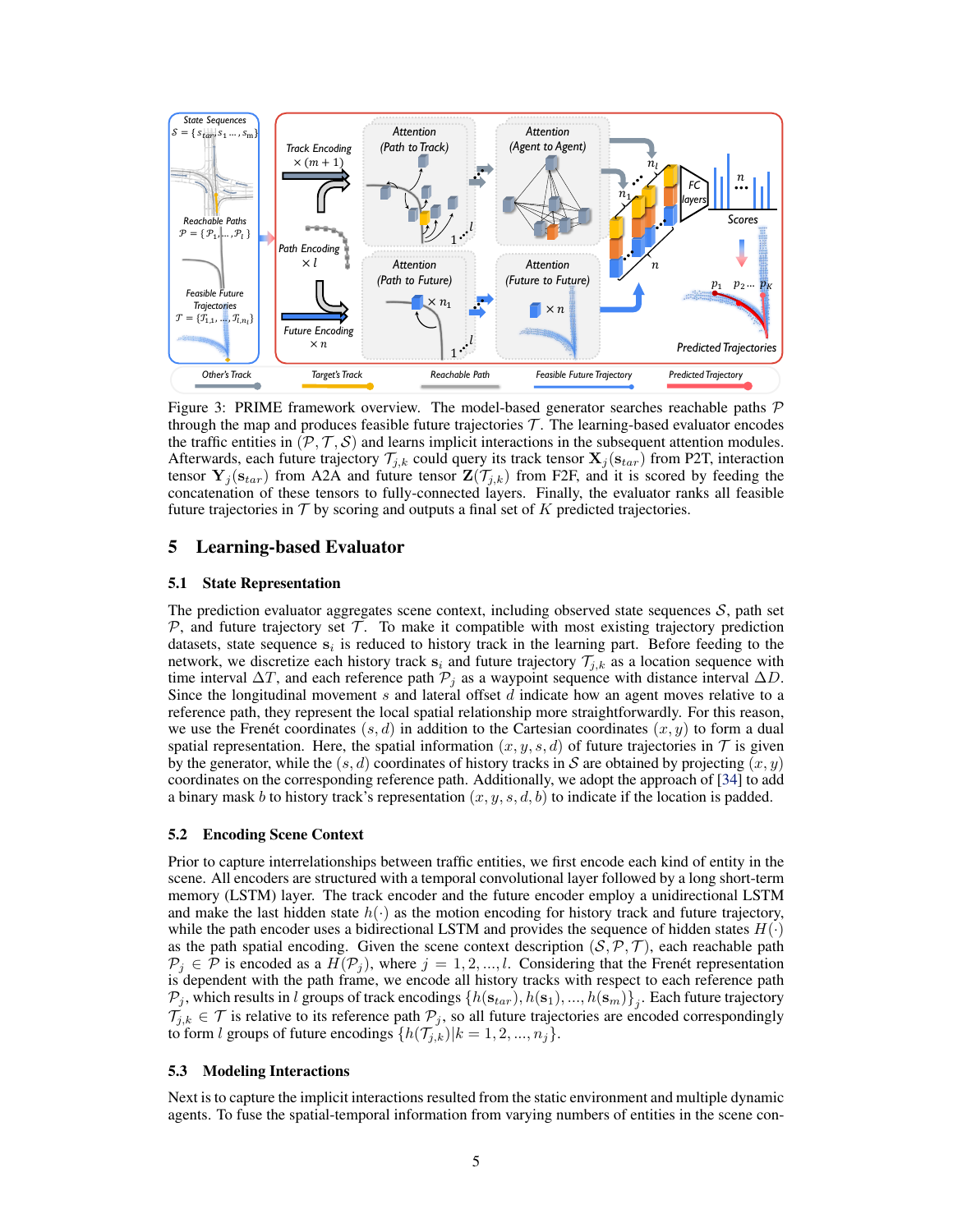Figure 3: PRIME framework overview. The model-based generator searches reachable paths $\mathcal{P}$ through the map and produces feasible future trajectories $\mathcal{T}$. The learning-based evaluator encodes the traffic entities in $(\mathcal{P}, \mathcal{T}, \mathcal{S})$ and learns implicit interactions in the subsequent attention modules. Afterwards, each future trajectory $\mathcal{T}_{j,k}$ could query its track tensor $\mathbf{X}_j(\mathbf{s}_{tar})$ from P2T, interaction tensor $\mathbf{Y}_j(\mathbf{s}_{tar})$ from A2A and future tensor $\mathbf{Z}(\mathcal{T}_{j,k})$ from F2F, and it is scored by feeding the concatenation of these tensors to fully-connected layers. Finally, the evaluator ranks all feasible future trajectories in $\mathcal{T}$ by scoring and outputs a final set of $K$ predicted trajectories.

# 5 Learning-based Evaluator

## 5.1 State Representation

The prediction evaluator aggregates scene context, including observed state sequences $\mathcal{S}$, path set $\mathcal{P}$, and future trajectory set $\mathcal{T}$. To make it compatible with most existing trajectory prediction datasets, state sequence $\mathbf{s}_i$ is reduced to history track in the learning part. Before feeding to the network, we discretize each history track $\mathbf{s}_i$ and future trajectory $\mathcal{T}_{j,k}$ as a location sequence with time interval $\Delta T$, and each reference path $\mathcal{P}_j$ as a waypoint sequence with distance interval $\Delta D$. Since the longitudinal movement $s$ and lateral offset $d$ indicate how an agent moves relative to a reference path, they represent the local spatial relationship more straightforwardly. For this reason, we use the Frenét coordinates $(s, d)$ in addition to the Cartesian coordinates $(x, y)$ to form a dual spatial representation. Here, the spatial information $(x, y, s, d)$ of future trajectories in $\mathcal{T}$ is given by the generator, while the $(s, d)$ coordinates of history tracks in $\mathcal{S}$ are obtained by projecting $(x, y)$ coordinates on the corresponding reference path. Additionally, we adopt the approach of [34] to add a binary mask $b$ to history track's representation $(x, y, s, d, b)$ to indicate if the location is padded.

## 5.2 Encoding Scene Context

Prior to capture interrelationships between traffic entities, we first encode each kind of entity in the scene. All encoders are structured with a temporal convolutional layer followed by a long short-term memory (LSTM) layer. The track encoder and the future encoder employ a unidirectional LSTM and make the last hidden state $h(\cdot)$ as the motion encoding for history track and future trajectory, while the path encoder uses a bidirectional LSTM and provides the sequence of hidden states $H(\cdot)$ as the path spatial encoding. Given the scene context description $(\mathcal{S}, \mathcal{P}, \mathcal{T})$, each reachable path $\mathcal{P}_j \in \mathcal{P}$ is encoded as a $H(\mathcal{P}_j)$, where $j = 1, 2, ..., l$. Considering that the Frenét representation is dependent with the path frame, we encode all history tracks with respect to each reference path $\mathcal{P}_j$, which results in $l$ groups of track encodings $\{h(\mathbf{s}_{tar}), h(\mathbf{s}_1), ..., h(\mathbf{s}_m)\}_j$. Each future trajectory $\mathcal{T}_{j,k} \in \mathcal{T}$ is relative to its reference path $\mathcal{P}_j$, so all future trajectories are encoded correspondingly to form $l$ groups of future encodings $\{h(\mathcal{T}_{j,k}) | k = 1, 2, ..., n_j\}$.

## 5.3 Modeling Interactions

Next is to capture the implicit interactions resulted from the static environment and multiple dynamic agents. To fuse the spatial-temporal information from varying numbers of entities in the scene con-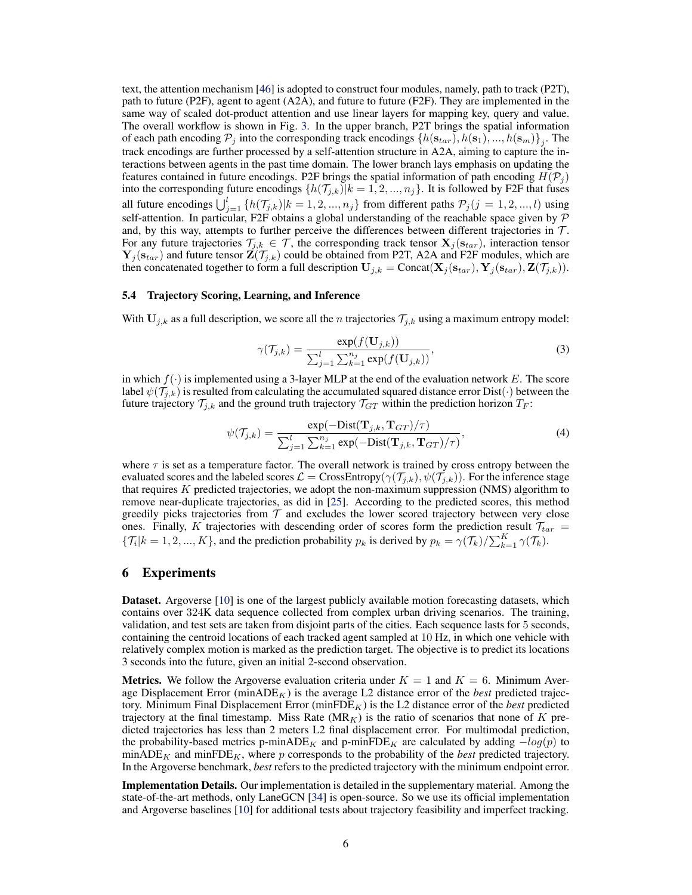text, the attention mechanism [46] is adopted to construct four modules, namely, path to track (P2T), path to future (P2F), agent to agent (A2A), and future to future (F2F). They are implemented in the same way of scaled dot-product attention and use linear layers for mapping key, query and value. The overall workflow is shown in Fig. 3. In the upper branch, P2T brings the spatial information of each path encoding $\mathcal{P}_j$ into the corresponding track encodings $\{h(\mathbf{s}_{tar}), h(\mathbf{s}_1), ..., h(\mathbf{s}_m)\}_j$. The track encodings are further processed by a self-attention structure in A2A, aiming to capture the interactions between agents in the past time domain. The lower branch lays emphasis on updating the features contained in future encodings. P2F brings the spatial information of path encoding $H(\mathcal{P}_j)$ into the corresponding future encodings $\{h(\mathcal{T}_{j,k})|k = 1, 2, ..., n_j\}$. It is followed by F2F that fuses all future encodings $\bigcup_{j=1}^{l} \{h(\mathcal{T}_{j,k})|k = 1, 2, ..., n_j\}$ from different paths $\mathcal{P}_j (j = 1, 2, ..., l)$ using self-attention. In particular, F2F obtains a global understanding of the reachable space given by $\mathcal{P}$ and, by this way, attempts to further perceive the differences between different trajectories in $\mathcal{T}$. For any future trajectories $\mathcal{T}_{j,k} \in \mathcal{T}$, the corresponding track tensor $\mathbf{X}_j(\mathbf{s}_{tar})$, interaction tensor $\mathbf{Y}_j(\mathbf{s}_{tar})$ and future tensor $\mathbf{Z}(\mathcal{T}_{j,k})$ could be obtained from P2T, A2A and F2F modules, which are then concatenated together to form a full description $\mathbf{U}_{j,k} = \text{Concat}(\mathbf{X}_j(\mathbf{s}_{tar}), \mathbf{Y}_j(\mathbf{s}_{tar}), \mathbf{Z}(\mathcal{T}_{j,k}))$.

### 5.4 Trajectory Scoring, Learning, and Inference

With $\mathbf{U}_{j,k}$ as a full description, we score all the $n$ trajectories $\mathcal{T}_{j,k}$ using a maximum entropy model:

$$\gamma(\mathcal{T}_{j,k}) = \frac{\exp(f(\mathbf{U}_{j,k}))}{\sum_{j=1}^{l}\sum_{k=1}^{n_j} \exp(f(\mathbf{U}_{j,k}))}, \tag{3}$$

in which $f(\cdot)$ is implemented using a 3-layer MLP at the end of the evaluation network $E$. The score label $\psi(\mathcal{T}_{j,k})$ is resulted from calculating the accumulated squared distance error $\text{Dist}(\cdot)$ between the future trajectory $\mathcal{T}_{j,k}$ and the ground truth trajectory $\mathcal{T}_{GT}$ within the prediction horizon $T_F$:

$$\psi(\mathcal{T}_{j,k}) = \frac{\exp(-\text{Dist}(\mathbf{T}_{j,k}, \mathbf{T}_{GT})/\tau)}{\sum_{j=1}^{l}\sum_{k=1}^{n_j} \exp(-\text{Dist}(\mathbf{T}_{j,k}, \mathbf{T}_{GT})/\tau)}, \tag{4}$$

where $\tau$ is set as a temperature factor. The overall network is trained by cross entropy between the evaluated scores and the labeled scores $\mathcal{L} = \text{CrossEntropy}(\gamma(\mathcal{T}_{j,k}), \psi(\mathcal{T}_{j,k}))$. For the inference stage that requires $K$ predicted trajectories, we adopt the non-maximum suppression (NMS) algorithm to remove near-duplicate trajectories, as did in [25]. According to the predicted scores, this method greedily picks trajectories from $\mathcal{T}$ and excludes the lower scored trajectory between very close ones. Finally, $K$ trajectories with descending order of scores form the prediction result $\mathcal{T}_{tar} = \{\mathcal{T}_i|k = 1, 2, ..., K\}$, and the prediction probability $p_k$ is derived by $p_k = \gamma(\mathcal{T}_k)/\sum_{k=1}^{K} \gamma(\mathcal{T}_k)$.

## 6 Experiments

**Dataset.** Argoverse [10] is one of the largest publicly available motion forecasting datasets, which contains over 324K data sequence collected from complex urban driving scenarios. The training, validation, and test sets are taken from disjoint parts of the cities. Each sequence lasts for 5 seconds, containing the centroid locations of each tracked agent sampled at 10 Hz, in which one vehicle with relatively complex motion is marked as the prediction target. The objective is to predict its locations 3 seconds into the future, given an initial 2-second observation.

**Metrics.** We follow the Argoverse evaluation criteria under $K = 1$ and $K = 6$. Minimum Average Displacement Error ($\text{minADE}_K$) is the average L2 distance error of the *best* predicted trajectory. Minimum Final Displacement Error ($\text{minFDE}_K$) is the L2 distance error of the *best* predicted trajectory at the final timestamp. Miss Rate ($\text{MR}_K$) is the ratio of scenarios that none of $K$ predicted trajectories has less than 2 meters L2 final displacement error. For multimodal prediction, the probability-based metrics $\text{p-minADE}_K$ and $\text{p-minFDE}_K$ are calculated by adding $-log(p)$ to $\text{minADE}_K$ and $\text{minFDE}_K$, where $p$ corresponds to the probability of the *best* predicted trajectory. In the Argoverse benchmark, *best* refers to the predicted trajectory with the minimum endpoint error.

**Implementation Details.** Our implementation is detailed in the supplementary material. Among the state-of-the-art methods, only LaneGCN [34] is open-source. So we use its official implementation and Argoverse baselines [10] for additional tests about trajectory feasibility and imperfect tracking.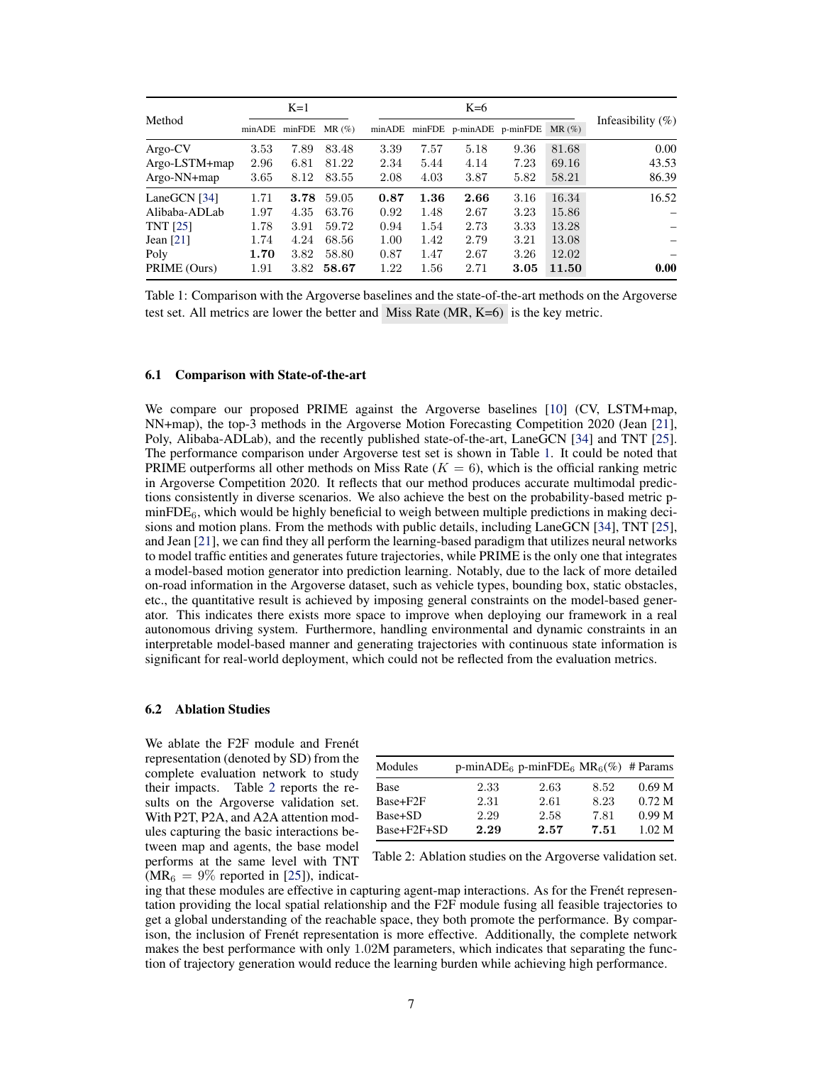| Method | K=1 | | | K=6 | | | | | Infeasibility (%) |
|---|---|---|---|---|---|---|---|---|---|
| | minADE | minFDE | MR (%) | minADE | minFDE | p-minADE | p-minFDE | MR (%) | |
| Argo-CV | 3.53 | 7.89 | 83.48 | 3.39 | 7.57 | 5.18 | 9.36 | 81.68 | 0.00 |
| Argo-LSTM+map | 2.96 | 6.81 | 81.22 | 2.34 | 5.44 | 4.14 | 7.23 | 69.16 | 43.53 |
| Argo-NN+map | 3.65 | 8.12 | 83.55 | 2.08 | 4.03 | 3.87 | 5.82 | 58.21 | 86.39 |
| LaneGCN [34] | 1.71 | **3.78** | 59.05 | **0.87** | **1.36** | **2.66** | 3.16 | 16.34 | 16.52 |
| Alibaba-ADLab | 1.97 | 4.35 | 63.76 | 0.92 | 1.48 | 2.67 | 3.23 | 15.86 | – |
| TNT [25] | 1.78 | 3.91 | 59.72 | 0.94 | 1.54 | 2.73 | 3.33 | 13.28 | – |
| Jean [21] | 1.74 | 4.24 | 68.56 | 1.00 | 1.42 | 2.79 | 3.21 | 13.08 | – |
| Poly | **1.70** | 3.82 | 58.80 | 0.87 | 1.47 | 2.67 | 3.26 | 12.02 | – |
| PRIME (Ours) | 1.91 | 3.82 | **58.67** | 1.22 | 1.56 | 2.71 | **3.05** | **11.50** | **0.00** |

Table 1: Comparison with the Argoverse baselines and the state-of-the-art methods on the Argoverse test set. All metrics are lower the better and Miss Rate (MR, K=6) is the key metric.

### 6.1 Comparison with State-of-the-art

We compare our proposed PRIME against the Argoverse baselines [10] (CV, LSTM+map, NN+map), the top-3 methods in the Argoverse Motion Forecasting Competition 2020 (Jean [21], Poly, Alibaba-ADLab), and the recently published state-of-the-art, LaneGCN [34] and TNT [25]. The performance comparison under Argoverse test set is shown in Table 1. It could be noted that PRIME outperforms all other methods on Miss Rate ($K = 6$), which is the official ranking metric in Argoverse Competition 2020. It reflects that our method produces accurate multimodal predictions consistently in diverse scenarios. We also achieve the best on the probability-based metric p-minFDE$_6$, which would be highly beneficial to weigh between multiple predictions in making decisions and motion plans. From the methods with public details, including LaneGCN [34], TNT [25], and Jean [21], we can find they all perform the learning-based paradigm that utilizes neural networks to model traffic entities and generates future trajectories, while PRIME is the only one that integrates a model-based motion generator into prediction learning. Notably, due to the lack of more detailed on-road information in the Argoverse dataset, such as vehicle types, bounding box, static obstacles, etc., the quantitative result is achieved by imposing general constraints on the model-based generator. This indicates there exists more space to improve when deploying our framework in a real autonomous driving system. Furthermore, handling environmental and dynamic constraints in an interpretable model-based manner and generating trajectories with continuous state information is significant for real-world deployment, which could not be reflected from the evaluation metrics.

### 6.2 Ablation Studies

| Modules | p-minADE$_6$ | p-minFDE$_6$ | MR$_6$(%) | # Params |
|---|---|---|---|---|
| Base | 2.33 | 2.63 | 8.52 | 0.69 M |
| Base+F2F | 2.31 | 2.61 | 8.23 | 0.72 M |
| Base+SD | 2.29 | 2.58 | 7.81 | 0.99 M |
| Base+F2F+SD | **2.29** | **2.57** | **7.51** | 1.02 M |

Table 2: Ablation studies on the Argoverse validation set.

We ablate the F2F module and Frenét representation (denoted by SD) from the complete evaluation network to study their impacts. Table 2 reports the results on the Argoverse validation set. With P2T, P2A, and A2A attention modules capturing the basic interactions between map and agents, the base model performs at the same level with TNT (MR$_6$ = 9% reported in [25]), indicating that these modules are effective in capturing agent-map interactions. As for the Frenét representation providing the local spatial relationship and the F2F module fusing all feasible trajectories to get a global understanding of the reachable space, they both promote the performance. By comparison, the inclusion of Frenét representation is more effective. Additionally, the complete network makes the best performance with only 1.02M parameters, which indicates that separating the function of trajectory generation would reduce the learning burden while achieving high performance.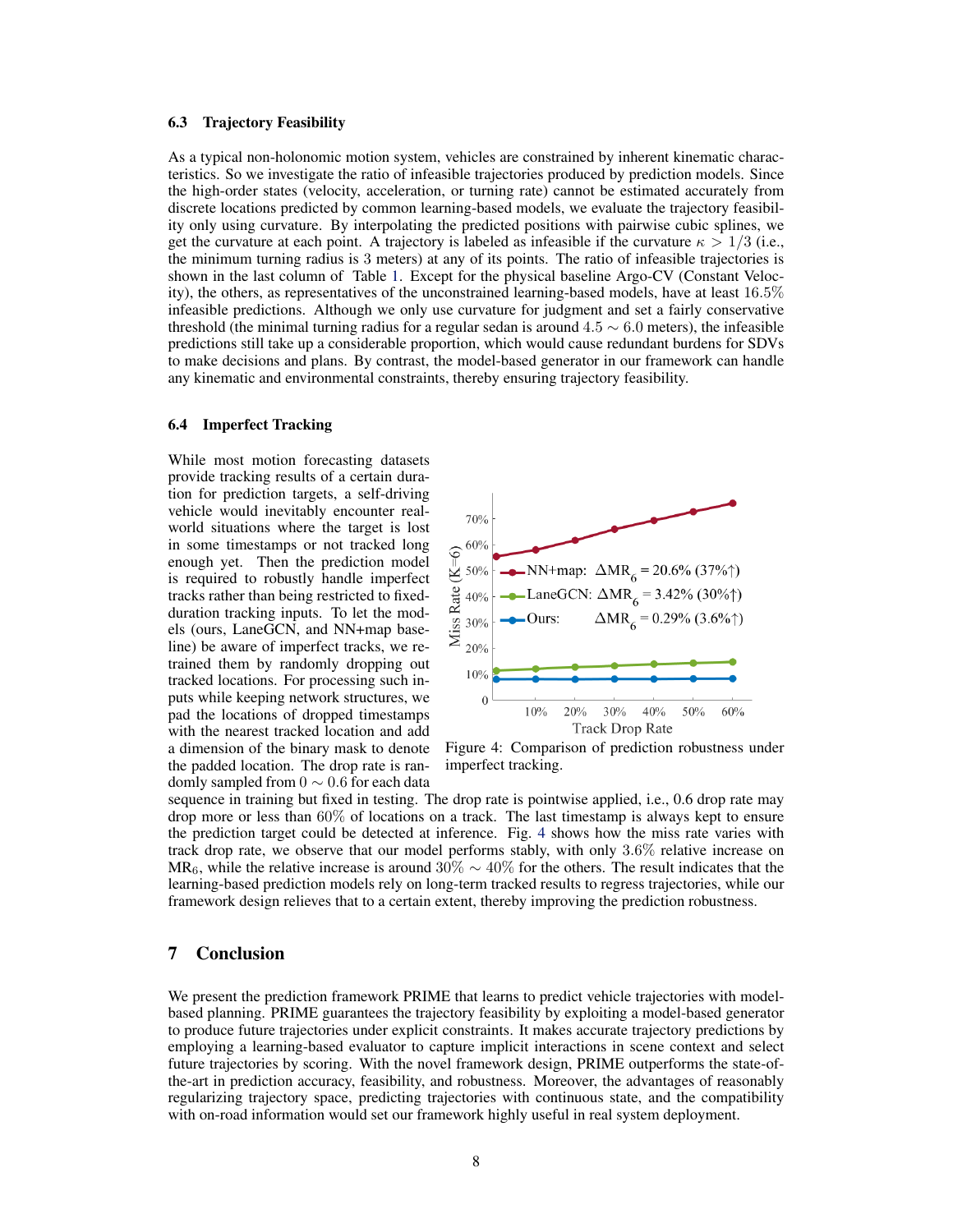### 6.3 Trajectory Feasibility

As a typical non-holonomic motion system, vehicles are constrained by inherent kinematic characteristics. So we investigate the ratio of infeasible trajectories produced by prediction models. Since the high-order states (velocity, acceleration, or turning rate) cannot be estimated accurately from discrete locations predicted by common learning-based models, we evaluate the trajectory feasibility only using curvature. By interpolating the predicted positions with pairwise cubic splines, we get the curvature at each point. A trajectory is labeled as infeasible if the curvature $\kappa > 1/3$ (i.e., the minimum turning radius is 3 meters) at any of its points. The ratio of infeasible trajectories is shown in the last column of Table 1. Except for the physical baseline Argo-CV (Constant Velocity), the others, as representatives of the unconstrained learning-based models, have at least $16.5\%$ infeasible predictions. Although we only use curvature for judgment and set a fairly conservative threshold (the minimal turning radius for a regular sedan is around $4.5 \sim 6.0$ meters), the infeasible predictions still take up a considerable proportion, which would cause redundant burdens for SDVs to make decisions and plans. By contrast, the model-based generator in our framework can handle any kinematic and environmental constraints, thereby ensuring trajectory feasibility.

### 6.4 Imperfect Tracking

While most motion forecasting datasets provide tracking results of a certain duration for prediction targets, a self-driving vehicle would inevitably encounter real-world situations where the target is lost in some timestamps or not tracked long enough yet. Then the prediction model is required to robustly handle imperfect tracks rather than being restricted to fixed-duration tracking inputs. To let the models (ours, LaneGCN, and NN+map baseline) be aware of imperfect tracks, we retrained them by randomly dropping out tracked locations. For processing such inputs while keeping network structures, we pad the locations of dropped timestamps with the nearest tracked location and add a dimension of the binary mask to denote the padded location. The drop rate is randomly sampled from $0 \sim 0.6$ for each data sequence in training but fixed in testing. The drop rate is pointwise applied, i.e., 0.6 drop rate may drop more or less than $60\%$ of locations on a track. The last timestamp is always kept to ensure the prediction target could be detected at inference. Fig. 4 shows how the miss rate varies with track drop rate, we observe that our model performs stably, with only $3.6\%$ relative increase on $\mathrm{MR}_6$, while the relative increase is around $30\% \sim 40\%$ for the others. The result indicates that the learning-based prediction models rely on long-term tracked results to regress trajectories, while our framework design relieves that to a certain extent, thereby improving the prediction robustness.

Figure 4: Comparison of prediction robustness under imperfect tracking.

## 7 Conclusion

We present the prediction framework PRIME that learns to predict vehicle trajectories with model-based planning. PRIME guarantees the trajectory feasibility by exploiting a model-based generator to produce future trajectories under explicit constraints. It makes accurate trajectory predictions by employing a learning-based evaluator to capture implicit interactions in scene context and select future trajectories by scoring. With the novel framework design, PRIME outperforms the state-of-the-art in prediction accuracy, feasibility, and robustness. Moreover, the advantages of reasonably regularizing trajectory space, predicting trajectories with continuous state, and the compatibility with on-road information would set our framework highly useful in real system deployment.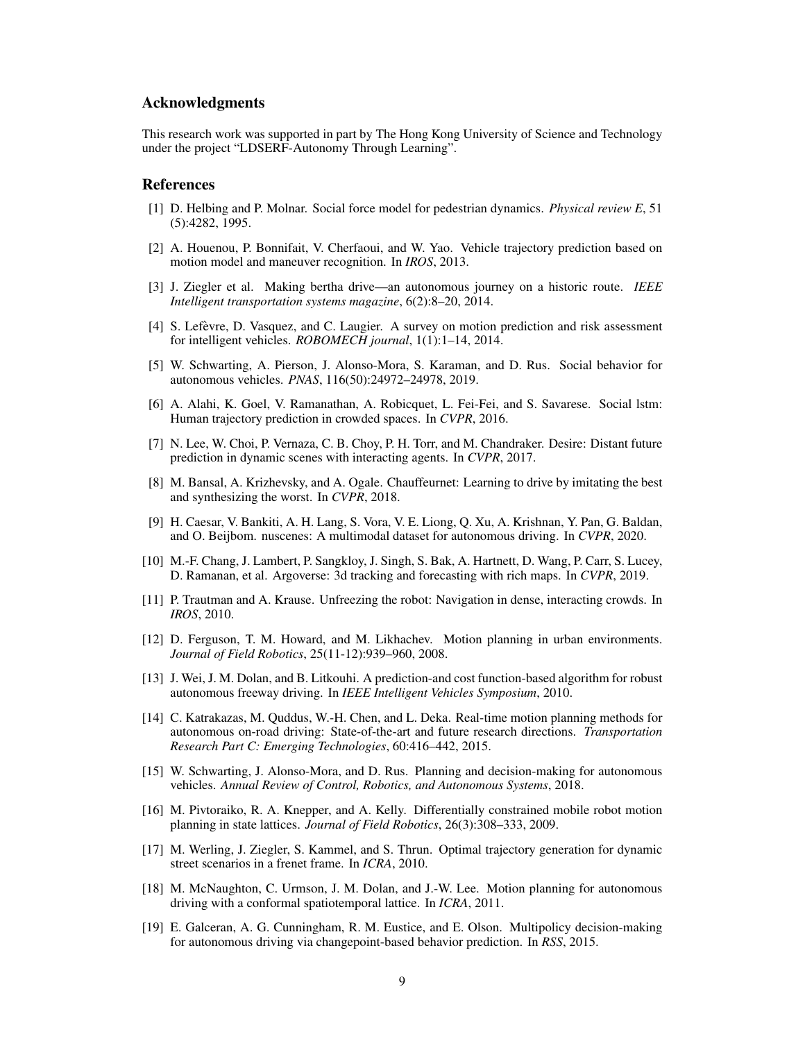## Acknowledgments

This research work was supported in part by The Hong Kong University of Science and Technology under the project "LDSERF-Autonomy Through Learning".

## References

[1] D. Helbing and P. Molnar. Social force model for pedestrian dynamics. *Physical review E*, 51 (5):4282, 1995.

[2] A. Houenou, P. Bonnifait, V. Cherfaoui, and W. Yao. Vehicle trajectory prediction based on motion model and maneuver recognition. In *IROS*, 2013.

[3] J. Ziegler et al. Making bertha drive—an autonomous journey on a historic route. *IEEE Intelligent transportation systems magazine*, 6(2):8–20, 2014.

[4] S. Lefèvre, D. Vasquez, and C. Laugier. A survey on motion prediction and risk assessment for intelligent vehicles. *ROBOMECH journal*, 1(1):1–14, 2014.

[5] W. Schwarting, A. Pierson, J. Alonso-Mora, S. Karaman, and D. Rus. Social behavior for autonomous vehicles. *PNAS*, 116(50):24972–24978, 2019.

[6] A. Alahi, K. Goel, V. Ramanathan, A. Robicquet, L. Fei-Fei, and S. Savarese. Social lstm: Human trajectory prediction in crowded spaces. In *CVPR*, 2016.

[7] N. Lee, W. Choi, P. Vernaza, C. B. Choy, P. H. Torr, and M. Chandraker. Desire: Distant future prediction in dynamic scenes with interacting agents. In *CVPR*, 2017.

[8] M. Bansal, A. Krizhevsky, and A. Ogale. Chauffeurnet: Learning to drive by imitating the best and synthesizing the worst. In *CVPR*, 2018.

[9] H. Caesar, V. Bankiti, A. H. Lang, S. Vora, V. E. Liong, Q. Xu, A. Krishnan, Y. Pan, G. Baldan, and O. Beijbom. nuscenes: A multimodal dataset for autonomous driving. In *CVPR*, 2020.

[10] M.-F. Chang, J. Lambert, P. Sangkloy, J. Singh, S. Bak, A. Hartnett, D. Wang, P. Carr, S. Lucey, D. Ramanan, et al. Argoverse: 3d tracking and forecasting with rich maps. In *CVPR*, 2019.

[11] P. Trautman and A. Krause. Unfreezing the robot: Navigation in dense, interacting crowds. In *IROS*, 2010.

[12] D. Ferguson, T. M. Howard, and M. Likhachev. Motion planning in urban environments. *Journal of Field Robotics*, 25(11-12):939–960, 2008.

[13] J. Wei, J. M. Dolan, and B. Litkouhi. A prediction-and cost function-based algorithm for robust autonomous freeway driving. In *IEEE Intelligent Vehicles Symposium*, 2010.

[14] C. Katrakazas, M. Quddus, W.-H. Chen, and L. Deka. Real-time motion planning methods for autonomous on-road driving: State-of-the-art and future research directions. *Transportation Research Part C: Emerging Technologies*, 60:416–442, 2015.

[15] W. Schwarting, J. Alonso-Mora, and D. Rus. Planning and decision-making for autonomous vehicles. *Annual Review of Control, Robotics, and Autonomous Systems*, 2018.

[16] M. Pivtoraiko, R. A. Knepper, and A. Kelly. Differentially constrained mobile robot motion planning in state lattices. *Journal of Field Robotics*, 26(3):308–333, 2009.

[17] M. Werling, J. Ziegler, S. Kammel, and S. Thrun. Optimal trajectory generation for dynamic street scenarios in a frenet frame. In *ICRA*, 2010.

[18] M. McNaughton, C. Urmson, J. M. Dolan, and J.-W. Lee. Motion planning for autonomous driving with a conformal spatiotemporal lattice. In *ICRA*, 2011.

[19] E. Galceran, A. G. Cunningham, R. M. Eustice, and E. Olson. Multipolicy decision-making for autonomous driving via changepoint-based behavior prediction. In *RSS*, 2015.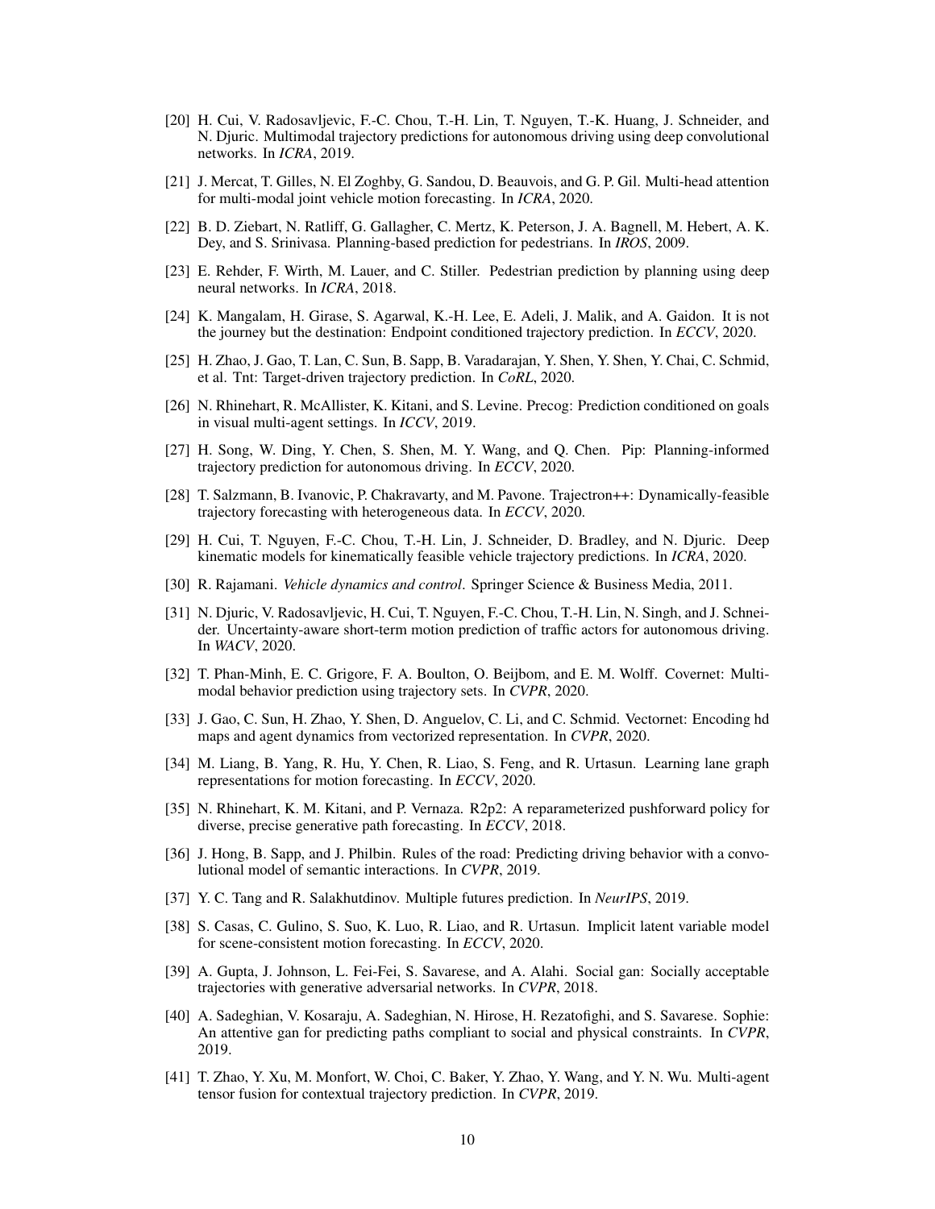[20] H. Cui, V. Radosavljevic, F.-C. Chou, T.-H. Lin, T. Nguyen, T.-K. Huang, J. Schneider, and N. Djuric. Multimodal trajectory predictions for autonomous driving using deep convolutional networks. In *ICRA*, 2019.

[21] J. Mercat, T. Gilles, N. El Zoghby, G. Sandou, D. Beauvois, and G. P. Gil. Multi-head attention for multi-modal joint vehicle motion forecasting. In *ICRA*, 2020.

[22] B. D. Ziebart, N. Ratliff, G. Gallagher, C. Mertz, K. Peterson, J. A. Bagnell, M. Hebert, A. K. Dey, and S. Srinivasa. Planning-based prediction for pedestrians. In *IROS*, 2009.

[23] E. Rehder, F. Wirth, M. Lauer, and C. Stiller. Pedestrian prediction by planning using deep neural networks. In *ICRA*, 2018.

[24] K. Mangalam, H. Girase, S. Agarwal, K.-H. Lee, E. Adeli, J. Malik, and A. Gaidon. It is not the journey but the destination: Endpoint conditioned trajectory prediction. In *ECCV*, 2020.

[25] H. Zhao, J. Gao, T. Lan, C. Sun, B. Sapp, B. Varadarajan, Y. Shen, Y. Shen, Y. Chai, C. Schmid, et al. Tnt: Target-driven trajectory prediction. In *CoRL*, 2020.

[26] N. Rhinehart, R. McAllister, K. Kitani, and S. Levine. Precog: Prediction conditioned on goals in visual multi-agent settings. In *ICCV*, 2019.

[27] H. Song, W. Ding, Y. Chen, S. Shen, M. Y. Wang, and Q. Chen. Pip: Planning-informed trajectory prediction for autonomous driving. In *ECCV*, 2020.

[28] T. Salzmann, B. Ivanovic, P. Chakravarty, and M. Pavone. Trajectron++: Dynamically-feasible trajectory forecasting with heterogeneous data. In *ECCV*, 2020.

[29] H. Cui, T. Nguyen, F.-C. Chou, T.-H. Lin, J. Schneider, D. Bradley, and N. Djuric. Deep kinematic models for kinematically feasible vehicle trajectory predictions. In *ICRA*, 2020.

[30] R. Rajamani. *Vehicle dynamics and control*. Springer Science & Business Media, 2011.

[31] N. Djuric, V. Radosavljevic, H. Cui, T. Nguyen, F.-C. Chou, T.-H. Lin, N. Singh, and J. Schneider. Uncertainty-aware short-term motion prediction of traffic actors for autonomous driving. In *WACV*, 2020.

[32] T. Phan-Minh, E. C. Grigore, F. A. Boulton, O. Beijbom, and E. M. Wolff. Covernet: Multimodal behavior prediction using trajectory sets. In *CVPR*, 2020.

[33] J. Gao, C. Sun, H. Zhao, Y. Shen, D. Anguelov, C. Li, and C. Schmid. Vectornet: Encoding hd maps and agent dynamics from vectorized representation. In *CVPR*, 2020.

[34] M. Liang, B. Yang, R. Hu, Y. Chen, R. Liao, S. Feng, and R. Urtasun. Learning lane graph representations for motion forecasting. In *ECCV*, 2020.

[35] N. Rhinehart, K. M. Kitani, and P. Vernaza. R2p2: A reparameterized pushforward policy for diverse, precise generative path forecasting. In *ECCV*, 2018.

[36] J. Hong, B. Sapp, and J. Philbin. Rules of the road: Predicting driving behavior with a convolutional model of semantic interactions. In *CVPR*, 2019.

[37] Y. C. Tang and R. Salakhutdinov. Multiple futures prediction. In *NeurIPS*, 2019.

[38] S. Casas, C. Gulino, S. Suo, K. Luo, R. Liao, and R. Urtasun. Implicit latent variable model for scene-consistent motion forecasting. In *ECCV*, 2020.

[39] A. Gupta, J. Johnson, L. Fei-Fei, S. Savarese, and A. Alahi. Social gan: Socially acceptable trajectories with generative adversarial networks. In *CVPR*, 2018.

[40] A. Sadeghian, V. Kosaraju, A. Sadeghian, N. Hirose, H. Rezatofighi, and S. Savarese. Sophie: An attentive gan for predicting paths compliant to social and physical constraints. In *CVPR*, 2019.

[41] T. Zhao, Y. Xu, M. Monfort, W. Choi, C. Baker, Y. Zhao, Y. Wang, and Y. N. Wu. Multi-agent tensor fusion for contextual trajectory prediction. In *CVPR*, 2019.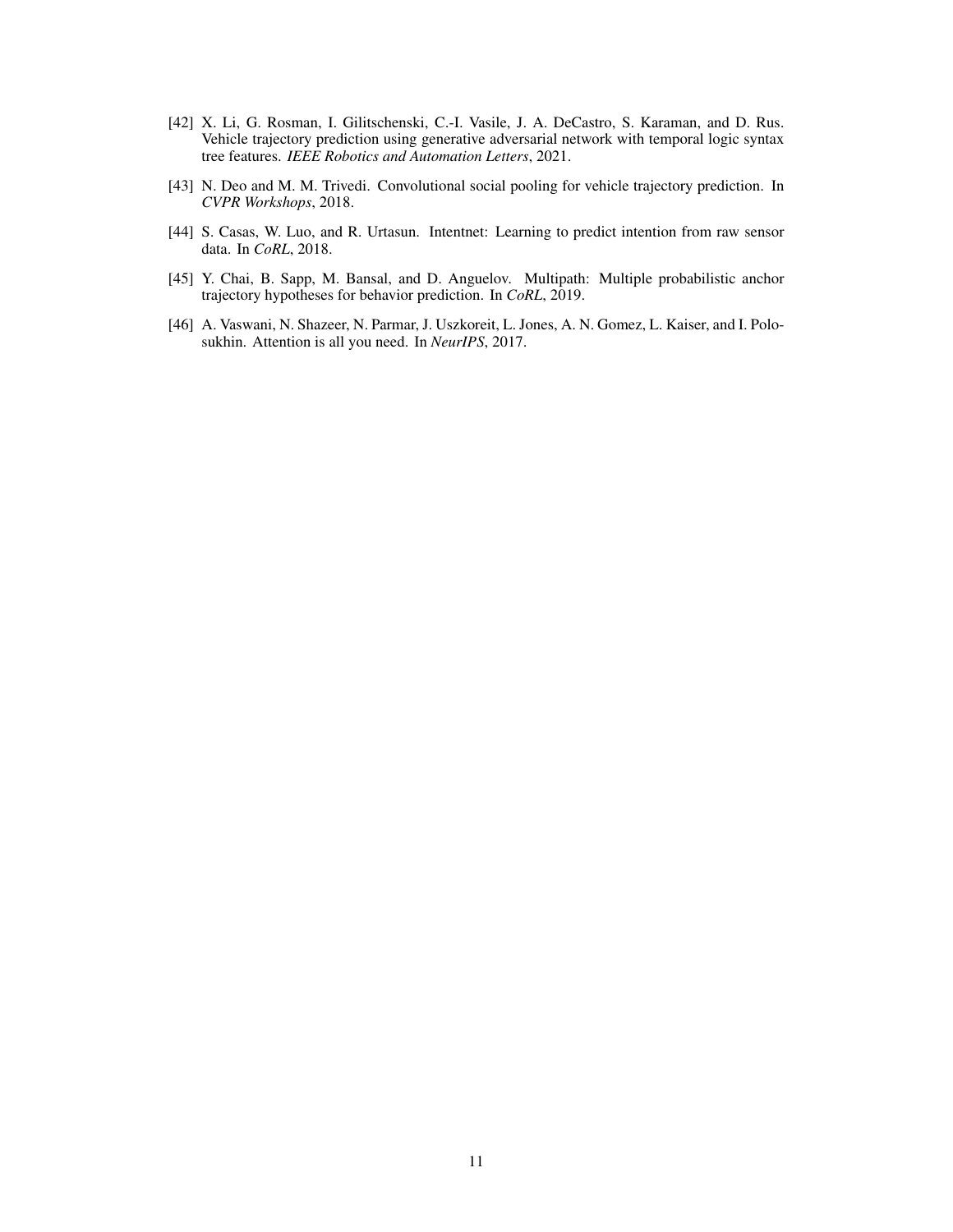[42] X. Li, G. Rosman, I. Gilitschenski, C.-I. Vasile, J. A. DeCastro, S. Karaman, and D. Rus. Vehicle trajectory prediction using generative adversarial network with temporal logic syntax tree features. *IEEE Robotics and Automation Letters*, 2021.

[43] N. Deo and M. M. Trivedi. Convolutional social pooling for vehicle trajectory prediction. In *CVPR Workshops*, 2018.

[44] S. Casas, W. Luo, and R. Urtasun. Intentnet: Learning to predict intention from raw sensor data. In *CoRL*, 2018.

[45] Y. Chai, B. Sapp, M. Bansal, and D. Anguelov. Multipath: Multiple probabilistic anchor trajectory hypotheses for behavior prediction. In *CoRL*, 2019.

[46] A. Vaswani, N. Shazeer, N. Parmar, J. Uszkoreit, L. Jones, A. N. Gomez, L. Kaiser, and I. Polosukhin. Attention is all you need. In *NeurIPS*, 2017.